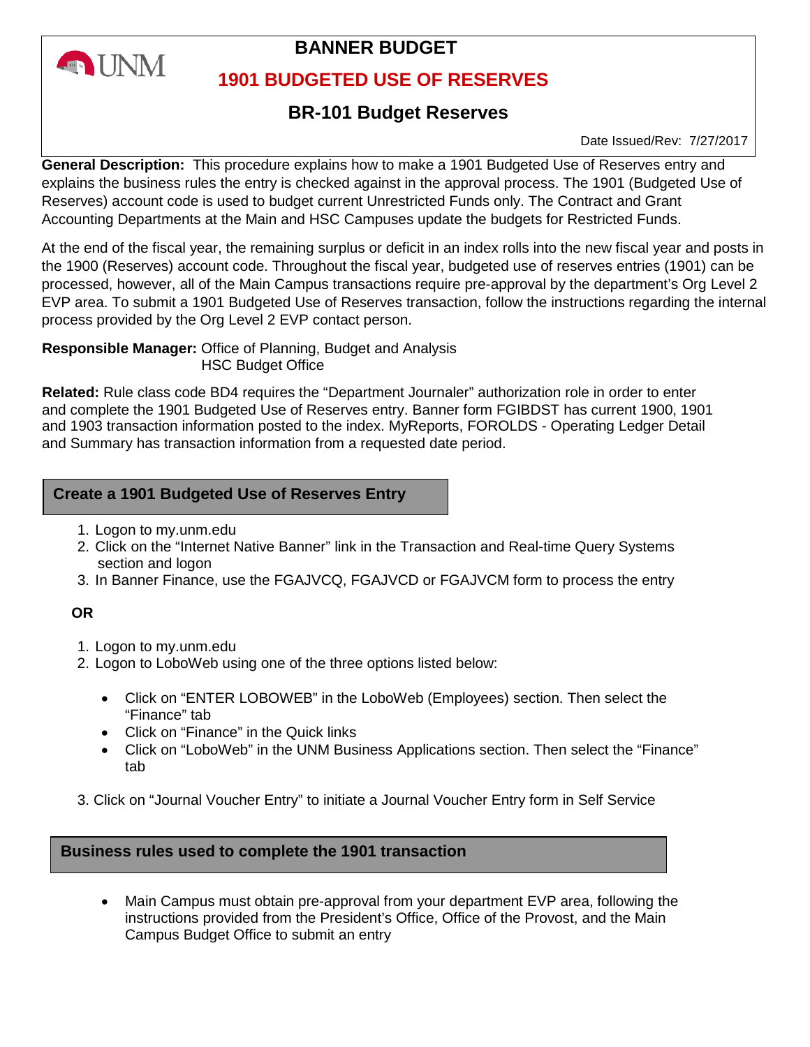# BANNER BUDGET

## 1901 BUDGETED USE OF RESERVES

## BR-101 Budget Reserves

Date Issued/Rev: 7/27/2017

**General Description:** This procedure explains how to make a 1901 Budgeted Use of Reserves entry and explains the business rules the entry is checked against in the approval process. The 1901 (Budgeted Use of Reserves) account code is used to budget current Unrestricted Funds only. The Contract and Grant Accounting Departments at the Main and HSC Campuses update the budgets for Restricted Funds.

At the end of the fiscal year, the remaining surplus or deficit in an index rolls into the new fiscal year and posts in the 1900 (Reserves) account code. Throughout the fiscal year, budgeted use of reserves entries (1901) can be processed, however, all of the Main Campus transactions require pre-approval by the department's Org Level 2 EVP area. To submit a 1901 Budgeted Use of Reserves transaction, follow the instructions regarding the internal process provided by the Org Level 2 EVP contact person.

**Responsible Manager:** Office of Planning, Budget and Analysis
HSC Budget Office

**Related:** Rule class code BD4 requires the "Department Journaler" authorization role in order to enter and complete the 1901 Budgeted Use of Reserves entry. Banner form FGIBDST has current 1900, 1901 and 1903 transaction information posted to the index. MyReports, FOROLDS - Operating Ledger Detail and Summary has transaction information from a requested date period.

### Create a 1901 Budgeted Use of Reserves Entry

1. Logon to my.unm.edu
2. Click on the "Internet Native Banner" link in the Transaction and Real-time Query Systems section and logon
3. In Banner Finance, use the FGAJVCQ, FGAJVCD or FGAJVCM form to process the entry

**OR**

1. Logon to my.unm.edu
2. Logon to LoboWeb using one of the three options listed below:
   - Click on "ENTER LOBOWEB" in the LoboWeb (Employees) section. Then select the "Finance" tab
   - Click on "Finance" in the Quick links
   - Click on "LoboWeb" in the UNM Business Applications section. Then select the "Finance" tab
3. Click on "Journal Voucher Entry" to initiate a Journal Voucher Entry form in Self Service

### Business rules used to complete the 1901 transaction

- Main Campus must obtain pre-approval from your department EVP area, following the instructions provided from the President's Office, Office of the Provost, and the Main Campus Budget Office to submit an entry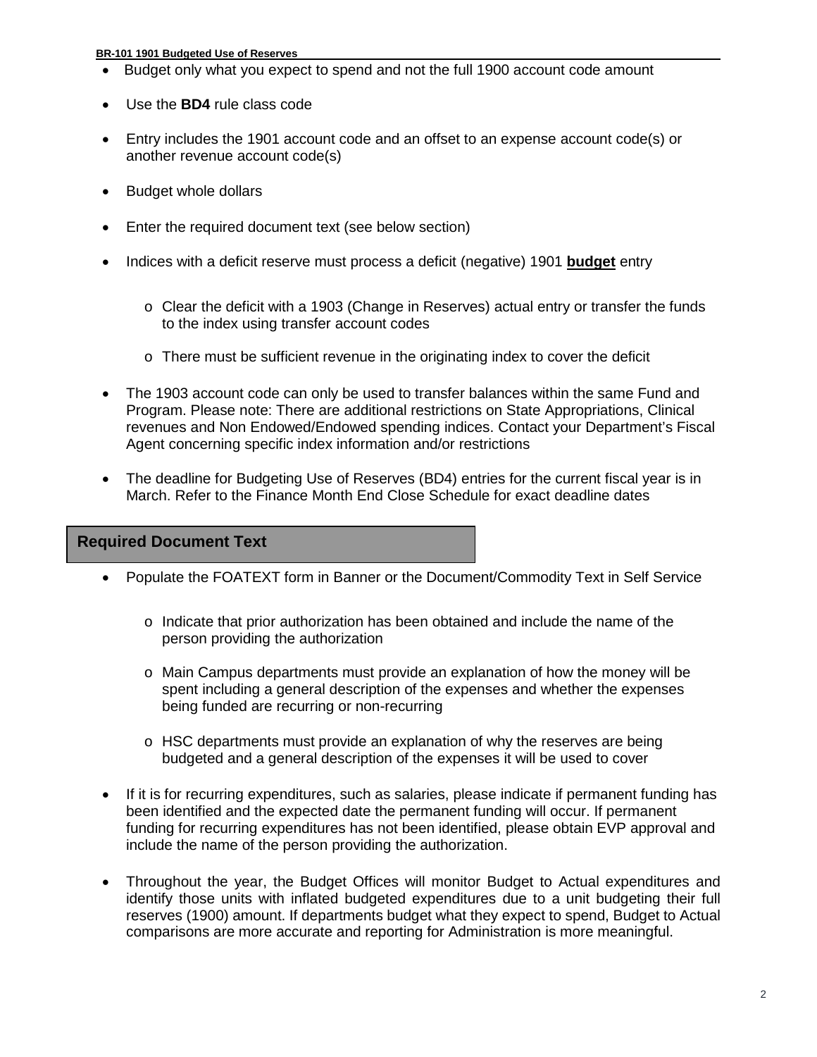- Budget only what you expect to spend and not the full 1900 account code amount
- Use the **BD4** rule class code
- Entry includes the 1901 account code and an offset to an expense account code(s) or another revenue account code(s)
- Budget whole dollars
- Enter the required document text (see below section)
- Indices with a deficit reserve must process a deficit (negative) 1901 **budget** entry
  - Clear the deficit with a 1903 (Change in Reserves) actual entry or transfer the funds to the index using transfer account codes
  - There must be sufficient revenue in the originating index to cover the deficit
- The 1903 account code can only be used to transfer balances within the same Fund and Program. Please note: There are additional restrictions on State Appropriations, Clinical revenues and Non Endowed/Endowed spending indices. Contact your Department's Fiscal Agent concerning specific index information and/or restrictions
- The deadline for Budgeting Use of Reserves (BD4) entries for the current fiscal year is in March. Refer to the Finance Month End Close Schedule for exact deadline dates

## Required Document Text

- Populate the FOATEXT form in Banner or the Document/Commodity Text in Self Service
  - Indicate that prior authorization has been obtained and include the name of the person providing the authorization
  - Main Campus departments must provide an explanation of how the money will be spent including a general description of the expenses and whether the expenses being funded are recurring or non-recurring
  - HSC departments must provide an explanation of why the reserves are being budgeted and a general description of the expenses it will be used to cover
- If it is for recurring expenditures, such as salaries, please indicate if permanent funding has been identified and the expected date the permanent funding will occur. If permanent funding for recurring expenditures has not been identified, please obtain EVP approval and include the name of the person providing the authorization.
- Throughout the year, the Budget Offices will monitor Budget to Actual expenditures and identify those units with inflated budgeted expenditures due to a unit budgeting their full reserves (1900) amount. If departments budget what they expect to spend, Budget to Actual comparisons are more accurate and reporting for Administration is more meaningful.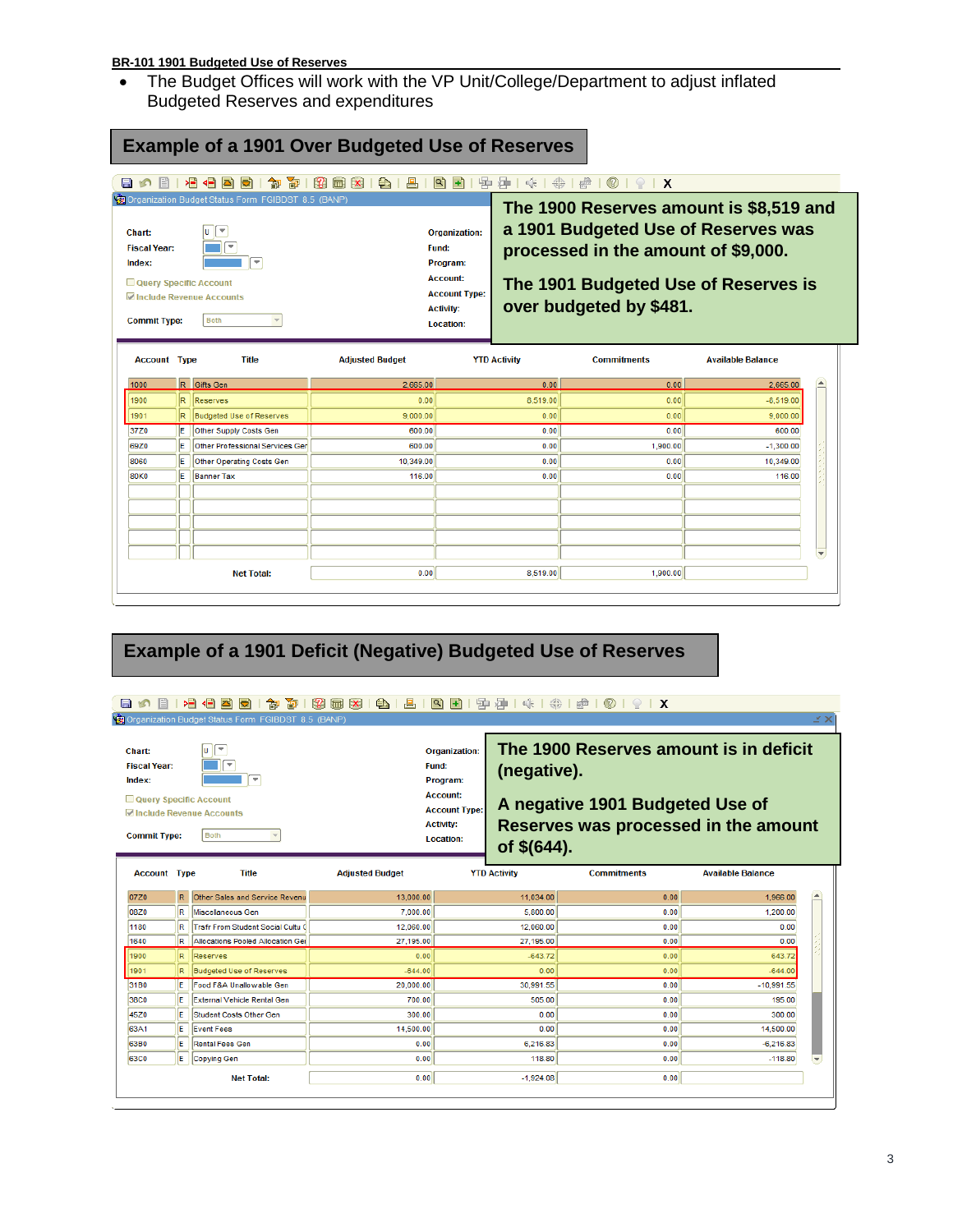**BR-101 1901 Budgeted Use of Reserves**

- The Budget Offices will work with the VP Unit/College/Department to adjust inflated Budgeted Reserves and expenditures

## Example of a 1901 Over Budgeted Use of Reserves

Organization Budget Status Form FGIBDST 8.5 (BANP)

Chart: U
Fiscal Year:
Index:
Query Specific Account
Include Revenue Accounts
Commit Type: Both

Organization:
Fund:
Program:
Account:
Account Type:
Activity:
Location:

**The 1900 Reserves amount is $8,519 and a 1901 Budgeted Use of Reserves was processed in the amount of $9,000.**

**The 1901 Budgeted Use of Reserves is over budgeted by $481.**

| Account | Type | Title | Adjusted Budget | YTD Activity | Commitments | Available Balance |
|---|---|---|---|---|---|---|
| 1000 | R | Gifts Gen | 2,665.00 | 0.00 | 0.00 | 2,665.00 |
| 1900 | R | Reserves | 0.00 | 8,519.00 | 0.00 | -8,519.00 |
| 1901 | R | Budgeted Use of Reserves | 9,000.00 | 0.00 | 0.00 | 9,000.00 |
| 37Z0 | E | Other Supply Costs Gen | 600.00 | 0.00 | 0.00 | 600.00 |
| 69Z0 | E | Other Professional Services Gen | 600.00 | 0.00 | 1,900.00 | -1,300.00 |
| 8060 | E | Other Operating Costs Gen | 10,349.00 | 0.00 | 0.00 | 10,349.00 |
| 80K0 | E | Banner Tax | 116.00 | 0.00 | 0.00 | 116.00 |
| | | Net Total: | 0.00 | 8,519.00 | 1,900.00 | |

## Example of a 1901 Deficit (Negative) Budgeted Use of Reserves

Organization Budget Status Form FGIBDST 8.5 (BANP)

Chart: U
Fiscal Year:
Index:
Query Specific Account
Include Revenue Accounts
Commit Type: Both

Organization:
Fund:
Program:
Account:
Account Type:
Activity:
Location:

**The 1900 Reserves amount is in deficit (negative).**

**A negative 1901 Budgeted Use of Reserves was processed in the amount of $(644).**

| Account | Type | Title | Adjusted Budget | YTD Activity | Commitments | Available Balance |
|---|---|---|---|---|---|---|
| 07Z0 | R | Other Sales and Service Revenu | 13,000.00 | 11,034.00 | 0.00 | 1,966.00 |
| 08Z0 | R | Miscellaneous Gen | 7,000.00 | 5,800.00 | 0.00 | 1,200.00 |
| 1180 | R | Trsfr From Student Social Cultu | 12,060.00 | 12,060.00 | 0.00 | 0.00 |
| 1640 | R | Allocations Pooled Allocation Gei | 27,195.00 | 27,195.00 | 0.00 | 0.00 |
| 1900 | R | Reserves | 0.00 | -643.72 | 0.00 | 643.72 |
| 1901 | R | Budgeted Use of Reserves | -644.00 | 0.00 | 0.00 | -644.00 |
| 31B0 | E | Food F&A Unallowable Gen | 20,000.00 | 30,991.55 | 0.00 | -10,991.55 |
| 38C0 | E | External Vehicle Rental Gen | 700.00 | 505.00 | 0.00 | 195.00 |
| 45Z0 | E | Student Costs Other Gen | 300.00 | 0.00 | 0.00 | 300.00 |
| 63A1 | E | Event Fees | 14,500.00 | 0.00 | 0.00 | 14,500.00 |
| 63B0 | E | Rental Fees Gen | 0.00 | 6,216.83 | 0.00 | -6,216.83 |
| 63C0 | E | Copying Gen | 0.00 | 118.80 | 0.00 | -118.80 |
| | | Net Total: | 0.00 | -1,924.08 | 0.00 | |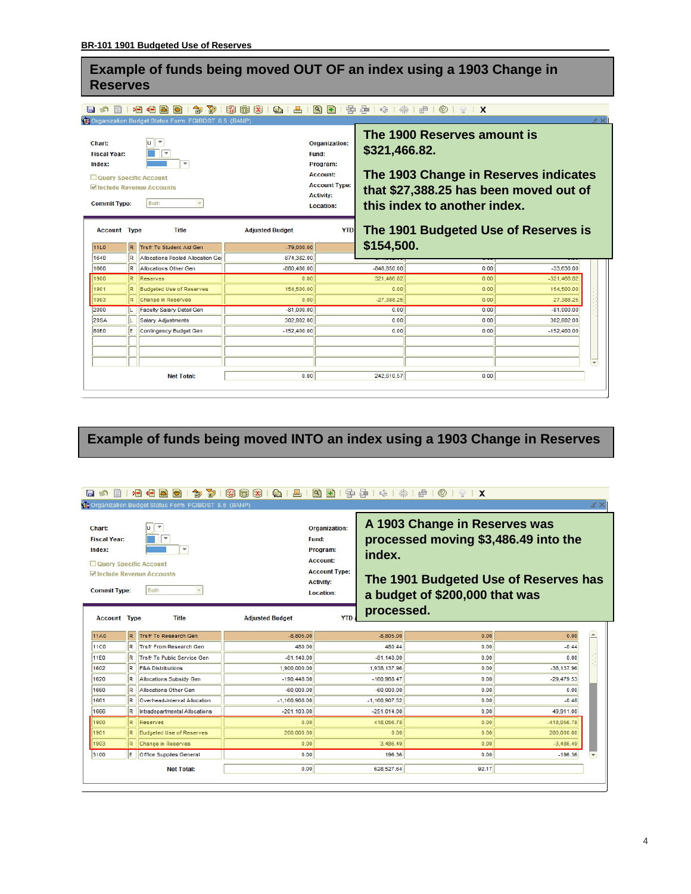BR-101 1901 Budgeted Use of Reserves

## Example of funds being moved OUT OF an index using a 1903 Change in Reserves

Organization Budget Status Form FGIBDST 8.5 (BANP)

Chart: U
Fiscal Year:
Index:
Query Specific Account
Include Revenue Accounts
Commit Type: Both

Organization:
Fund:
Program:
Account:
Account Type:
Activity:
Location:

**The 1900 Reserves amount is $321,466.82.**

**The 1903 Change in Reserves indicates that $27,388.25 has been moved out of this index to another index.**

**The 1901 Budgeted Use of Reserves is $154,500.**

| Account | Type | Title | Adjusted Budget | YTD | | |
|---|---|---|---|---|---|---|
| 11L0 | R | Trsfr To Student Aid Gen | -79,000.00 | | | |
| 1640 | R | Allocations Pooled Allocation Gei | 874,382.00 | | | |
| 1660 | R | Allocations Other Gen | -880,480.00 | -846,850.00 | 0.00 | -33,630.00 |
| 1900 | R | Reserves | 0.00 | 321,466.82 | 0.00 | -321,466.82 |
| 1901 | R | Budgeted Use of Reserves | 154,500.00 | 0.00 | 0.00 | 154,500.00 |
| 1903 | R | Change in Reserves | 0.00 | -27,388.25 | 0.00 | 27,388.25 |
| 2000 | L | Faculty Salary Detail Gen | -81,000.00 | 0.00 | 0.00 | -81,000.00 |
| 20SA | L | Salary Adjustments | 302,802.00 | 0.00 | 0.00 | 302,802.00 |
| 80E0 | E | Contingency Budget Gen | -152,400.00 | 0.00 | 0.00 | -152,400.00 |
| | | **Net Total:** | 0.00 | 242,610.57 | 0.00 | |

## Example of funds being moved INTO an index using a 1903 Change in Reserves

Organization Budget Status Form FGIBDST 8.5 (BANP)

Chart: U
Fiscal Year:
Index:
Query Specific Account
Include Revenue Accounts
Commit Type: Both

Organization:
Fund:
Program:
Account:
Account Type:
Activity:
Location:

**A 1903 Change in Reserves was processed moving $3,486.49 into the index.**

**The 1901 Budgeted Use of Reserves has a budget of $200,000 that was processed.**

| Account | Type | Title | Adjusted Budget | YTD | | |
|---|---|---|---|---|---|---|
| 11A0 | R | Trsfr To Research Gen | -8,805.00 | -8,805.00 | 0.00 | 0.00 |
| 11C0 | R | Trsfr From Research Gen | 480.00 | 480.44 | 0.00 | -0.44 |
| 11E0 | R | Trsfr To Public Service Gen | -81,140.00 | -81,140.00 | 0.00 | 0.00 |
| 1602 | R | F&A Distributions | 1,900,000.00 | 1,938,137.96 | 0.00 | -38,137.96 |
| 1620 | R | Allocations Subsidy Gen | -190,448.00 | -160,968.47 | 0.00 | -29,479.53 |
| 1660 | R | Allocations Other Gen | -60,000.00 | -60,000.00 | 0.00 | 0.00 |
| 1661 | R | Overhead-Internal Allocation | -1,160,908.00 | -1,160,907.52 | 0.00 | -0.48 |
| 1666 | R | Intradepartmental Allocations | -201,103.00 | -251,014.00 | 0.00 | 49,911.00 |
| 1900 | R | Reserves | 0.00 | 418,056.78 | 0.00 | -418,056.78 |
| 1901 | R | Budgeted Use of Reserves | 200,000.00 | 0.00 | 0.00 | 200,000.00 |
| 1903 | R | Change in Reserves | 0.00 | 3,486.49 | 0.00 | -3,486.49 |
| 3100 | E | Office Supplies General | 0.00 | 196.36 | 0.00 | -196.36 |
| | | **Net Total:** | 0.00 | 628,527.64 | 92.17 | |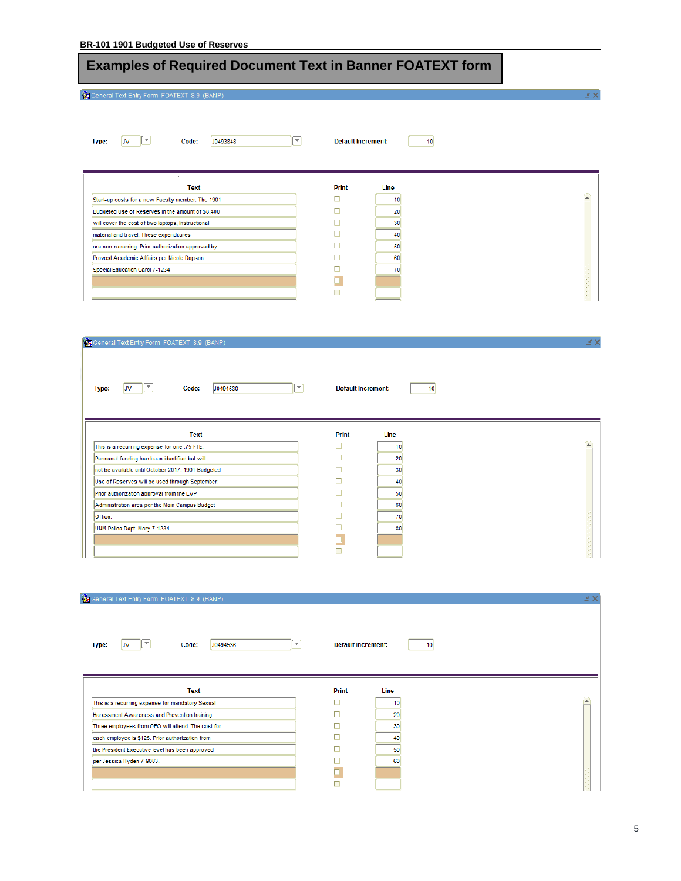**BR-101 1901 Budgeted Use of Reserves**

# Examples of Required Document Text in Banner FOATEXT form

General Text Entry Form FOATEXT 8.9 (BANP)

**Type:** JV **Code:** J0493848 **Default Increment:** 10

| Text | Print | Line |
|---|---|---|
| Start-up costs for a new Faculty member. The 1901 | | 10 |
| Budgeted Use of Reserves in the amount of $8,400 | | 20 |
| will cover the cost of two laptops, instructional | | 30 |
| material and travel. These expenditures | | 40 |
| are non-recurring. Prior authorization approved by | | 50 |
| Provost Academic Affairs per Nicole Dopson. | | 60 |
| Special Education Carol 7-1234 | | 70 |

General Text Entry Form FOATEXT 8.9 (BANP)

**Type:** JV **Code:** J0494530 **Default Increment:** 10

| Text | Print | Line |
|---|---|---|
| This is a recurring expense for one .75 FTE. | | 10 |
| Permanet funding has been identified but will | | 20 |
| not be available until October 2017. 1901 Budgeted | | 30 |
| Use of Reserves will be used through September | | 40 |
| Prior authorization approval from the EVP | | 50 |
| Administration area per the Main Campus Budget | | 60 |
| Office. | | 70 |
| UNM Police Dept. Mary 7-1234 | | 80 |

General Text Entry Form FOATEXT 8.9 (BANP)

**Type:** JV **Code:** J0494536 **Default Increment:** 10

| Text | Print | Line |
|---|---|---|
| This is a recurring expense for mandatory Sexual | | 10 |
| Harassment Awareness and Prevention training. | | 20 |
| Three employees from OEO will attend. The cost for | | 30 |
| each employee is $125. Prior authorization from | | 40 |
| the President Executive level has been approved | | 50 |
| per Jessica Hyden 7-9083. | | 60 |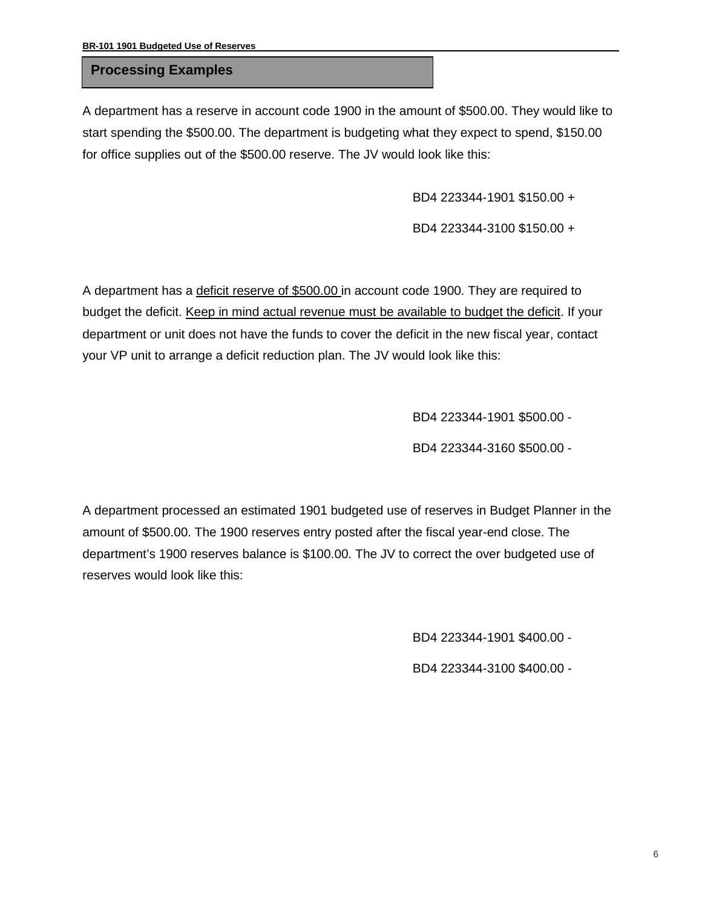## Processing Examples

A department has a reserve in account code 1900 in the amount of $500.00. They would like to start spending the $500.00. The department is budgeting what they expect to spend, $150.00 for office supplies out of the $500.00 reserve. The JV would look like this:

BD4 223344-1901 $150.00 +

BD4 223344-3100 $150.00 +

A department has a <u>deficit reserve of $500.00</u> in account code 1900. They are required to budget the deficit. <u>Keep in mind actual revenue must be available to budget the deficit</u>. If your department or unit does not have the funds to cover the deficit in the new fiscal year, contact your VP unit to arrange a deficit reduction plan. The JV would look like this:

BD4 223344-1901 $500.00 -

BD4 223344-3160 $500.00 -

A department processed an estimated 1901 budgeted use of reserves in Budget Planner in the amount of $500.00. The 1900 reserves entry posted after the fiscal year-end close. The department's 1900 reserves balance is $100.00. The JV to correct the over budgeted use of reserves would look like this:

BD4 223344-1901 $400.00 -

BD4 223344-3100 $400.00 -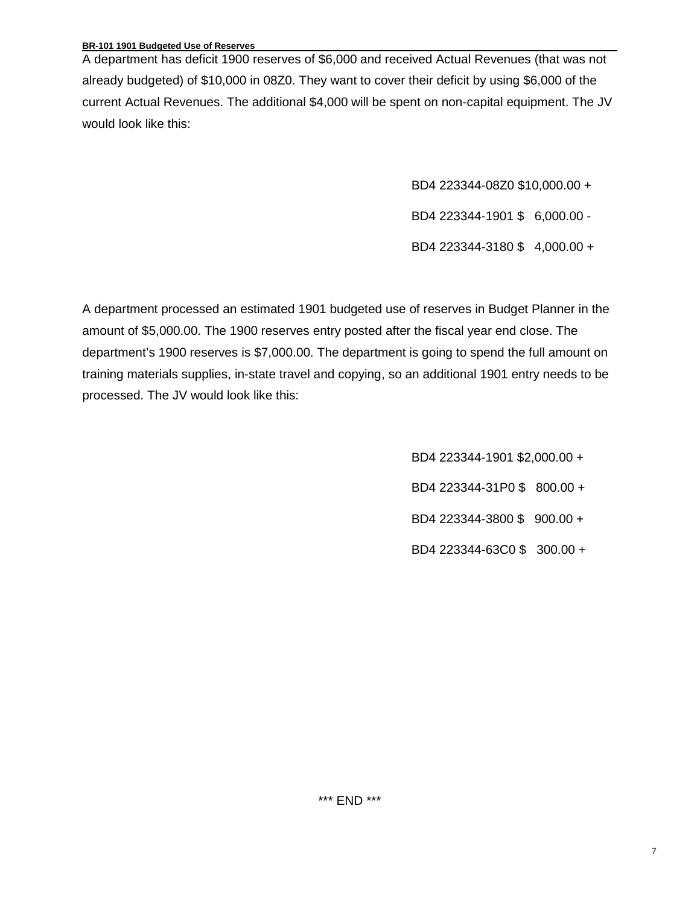A department has deficit 1900 reserves of $6,000 and received Actual Revenues (that was not already budgeted) of $10,000 in 08Z0. They want to cover their deficit by using $6,000 of the current Actual Revenues. The additional $4,000 will be spent on non-capital equipment. The JV would look like this:

BD4 223344-08Z0 $10,000.00 +

BD4 223344-1901 $ 6,000.00 -

BD4 223344-3180 $ 4,000.00 +

A department processed an estimated 1901 budgeted use of reserves in Budget Planner in the amount of $5,000.00. The 1900 reserves entry posted after the fiscal year end close. The department's 1900 reserves is $7,000.00. The department is going to spend the full amount on training materials supplies, in-state travel and copying, so an additional 1901 entry needs to be processed. The JV would look like this:

BD4 223344-1901 $2,000.00 +

BD4 223344-31P0 $ 800.00 +

BD4 223344-3800 $ 900.00 +

BD4 223344-63C0 $ 300.00 +

*** END ***